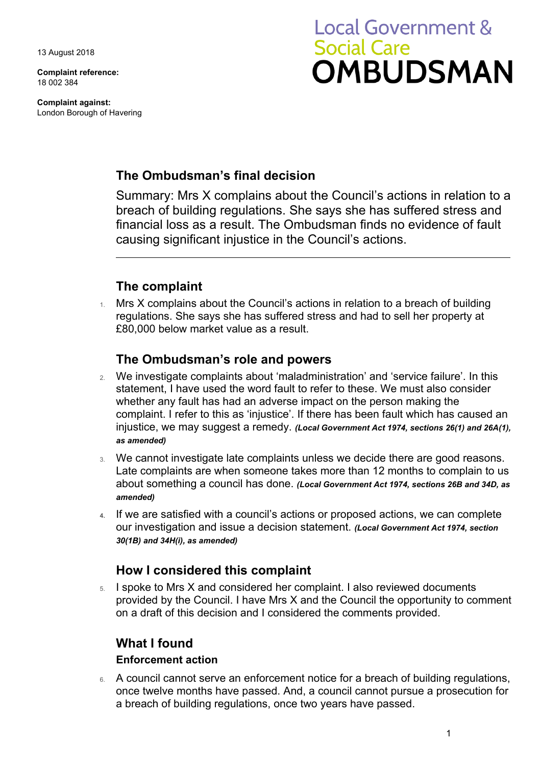13 August 2018

**Complaint reference:**
18 002 384

**Complaint against:**
London Borough of Havering

Local Government & Social Care
**OMBUDSMAN**

## The Ombudsman's final decision

Summary: Mrs X complains about the Council's actions in relation to a breach of building regulations. She says she has suffered stress and financial loss as a result. The Ombudsman finds no evidence of fault causing significant injustice in the Council's actions.

---

## The complaint

1. Mrs X complains about the Council's actions in relation to a breach of building regulations. She says she has suffered stress and had to sell her property at £80,000 below market value as a result.

## The Ombudsman's role and powers

2. We investigate complaints about 'maladministration' and 'service failure'. In this statement, I have used the word fault to refer to these. We must also consider whether any fault has had an adverse impact on the person making the complaint. I refer to this as 'injustice'. If there has been fault which has caused an injustice, we may suggest a remedy. ***(Local Government Act 1974, sections 26(1) and 26A(1), as amended)***

3. We cannot investigate late complaints unless we decide there are good reasons. Late complaints are when someone takes more than 12 months to complain to us about something a council has done. ***(Local Government Act 1974, sections 26B and 34D, as amended)***

4. If we are satisfied with a council's actions or proposed actions, we can complete our investigation and issue a decision statement. ***(Local Government Act 1974, section 30(1B) and 34H(i), as amended)***

## How I considered this complaint

5. I spoke to Mrs X and considered her complaint. I also reviewed documents provided by the Council. I have Mrs X and the Council the opportunity to comment on a draft of this decision and I considered the comments provided.

## What I found

### Enforcement action

6. A council cannot serve an enforcement notice for a breach of building regulations, once twelve months have passed. And, a council cannot pursue a prosecution for a breach of building regulations, once two years have passed.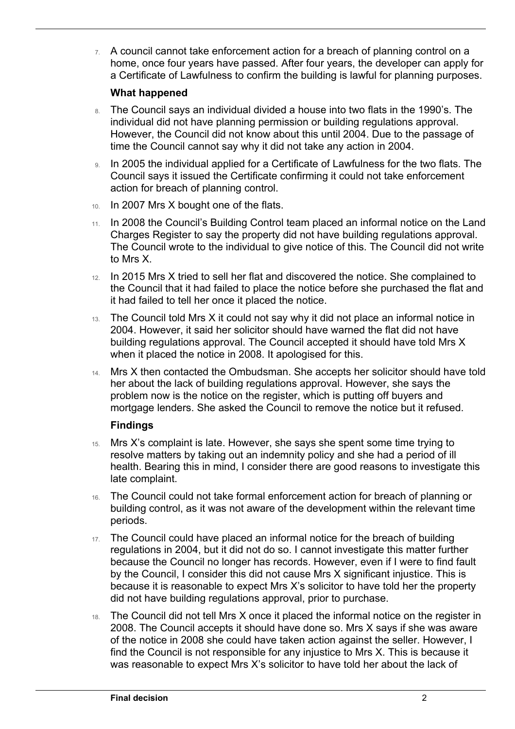7. A council cannot take enforcement action for a breach of planning control on a home, once four years have passed. After four years, the developer can apply for a Certificate of Lawfulness to confirm the building is lawful for planning purposes.

### What happened

8. The Council says an individual divided a house into two flats in the 1990's. The individual did not have planning permission or building regulations approval. However, the Council did not know about this until 2004. Due to the passage of time the Council cannot say why it did not take any action in 2004.
9. In 2005 the individual applied for a Certificate of Lawfulness for the two flats. The Council says it issued the Certificate confirming it could not take enforcement action for breach of planning control.
10. In 2007 Mrs X bought one of the flats.
11. In 2008 the Council's Building Control team placed an informal notice on the Land Charges Register to say the property did not have building regulations approval. The Council wrote to the individual to give notice of this. The Council did not write to Mrs X.
12. In 2015 Mrs X tried to sell her flat and discovered the notice. She complained to the Council that it had failed to place the notice before she purchased the flat and it had failed to tell her once it placed the notice.
13. The Council told Mrs X it could not say why it did not place an informal notice in 2004. However, it said her solicitor should have warned the flat did not have building regulations approval. The Council accepted it should have told Mrs X when it placed the notice in 2008. It apologised for this.
14. Mrs X then contacted the Ombudsman. She accepts her solicitor should have told her about the lack of building regulations approval. However, she says the problem now is the notice on the register, which is putting off buyers and mortgage lenders. She asked the Council to remove the notice but it refused.

### Findings

15. Mrs X's complaint is late. However, she says she spent some time trying to resolve matters by taking out an indemnity policy and she had a period of ill health. Bearing this in mind, I consider there are good reasons to investigate this late complaint.
16. The Council could not take formal enforcement action for breach of planning or building control, as it was not aware of the development within the relevant time periods.
17. The Council could have placed an informal notice for the breach of building regulations in 2004, but it did not do so. I cannot investigate this matter further because the Council no longer has records. However, even if I were to find fault by the Council, I consider this did not cause Mrs X significant injustice. This is because it is reasonable to expect Mrs X's solicitor to have told her the property did not have building regulations approval, prior to purchase.
18. The Council did not tell Mrs X once it placed the informal notice on the register in 2008. The Council accepts it should have done so. Mrs X says if she was aware of the notice in 2008 she could have taken action against the seller. However, I find the Council is not responsible for any injustice to Mrs X. This is because it was reasonable to expect Mrs X's solicitor to have told her about the lack of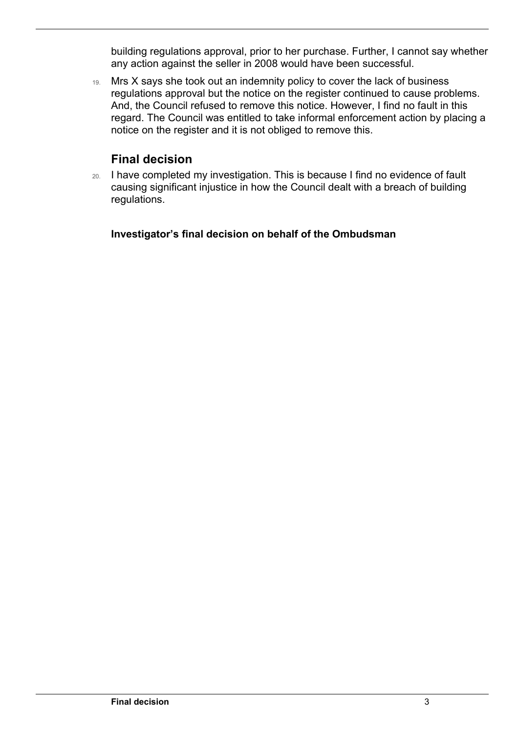building regulations approval, prior to her purchase. Further, I cannot say whether any action against the seller in 2008 would have been successful.

19. Mrs X says she took out an indemnity policy to cover the lack of business regulations approval but the notice on the register continued to cause problems. And, the Council refused to remove this notice. However, I find no fault in this regard. The Council was entitled to take informal enforcement action by placing a notice on the register and it is not obliged to remove this.

## Final decision

20. I have completed my investigation. This is because I find no evidence of fault causing significant injustice in how the Council dealt with a breach of building regulations.

**Investigator's final decision on behalf of the Ombudsman**